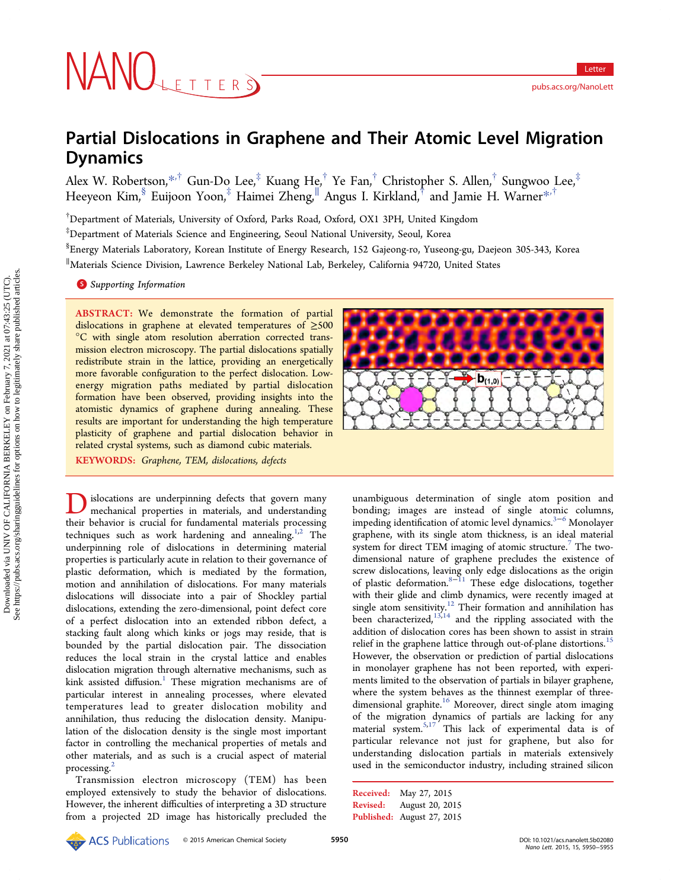# Partial Dislocations in Graphene and Their Atomic Level Migration Dynamics

Alex W. Robertson,[*,†] Gun-Do Lee,[‡] Kuang He,[†] Ye Fan,[†] Christopher S. Allen,[†] Sungwoo Lee,[‡] Heeyeon Kim,[§] Euijoon Yoon,[‡] Haimei Zheng,[∥] Angus I. Kirkland,[†] and Jamie H. Warner[*,†]

[†]Department of Materials, University of Oxford, Parks Road, Oxford, OX1 3PH, United Kingdom

[‡]Department of Materials Science and Engineering, Seoul National University, Seoul, Korea

[§]Energy Materials Laboratory, Korean Institute of Energy Research, 152 Gajeong-ro, Yuseong-gu, Daejeon 305-343, Korea

[∥]Materials Science Division, Lawrence Berkeley National Lab, Berkeley, California 94720, United States

Supporting Information

**ABSTRACT:** We demonstrate the formation of partial dislocations in graphene at elevated temperatures of ≥500 °C with single atom resolution aberration corrected transmission electron microscopy. The partial dislocations spatially redistribute strain in the lattice, providing an energetically more favorable configuration to the perfect dislocation. Low-energy migration paths mediated by partial dislocation formation have been observed, providing insights into the atomistic dynamics of graphene during annealing. These results are important for understanding the high temperature plasticity of graphene and partial dislocation behavior in related crystal systems, such as diamond cubic materials.

**KEYWORDS:** *Graphene, TEM, dislocations, defects*

Dislocations are underpinning defects that govern many mechanical properties in materials, and understanding their behavior is crucial for fundamental materials processing techniques such as work hardening and annealing.[1,2] The underpinning role of dislocations in determining material properties is particularly acute in relation to their governance of plastic deformation, which is mediated by the formation, motion and annihilation of dislocations. For many materials dislocations will dissociate into a pair of Shockley partial dislocations, extending the zero-dimensional, point defect core of a perfect dislocation into an extended ribbon defect, a stacking fault along which kinks or jogs may reside, that is bounded by the partial dislocation pair. The dissociation reduces the local strain in the crystal lattice and enables dislocation migration through alternative mechanisms, such as kink assisted diffusion.[1] These migration mechanisms are of particular interest in annealing processes, where elevated temperatures lead to greater dislocation mobility and annihilation, thus reducing the dislocation density. Manipulation of the dislocation density is the single most important factor in controlling the mechanical properties of metals and other materials, and as such is a crucial aspect of material processing.[2]

Transmission electron microscopy (TEM) has been employed extensively to study the behavior of dislocations. However, the inherent difficulties of interpreting a 3D structure from a projected 2D image has historically precluded the unambiguous determination of single atom position and bonding; images are instead of single atomic columns, impeding identification of atomic level dynamics.[3−6] Monolayer graphene, with its single atom thickness, is an ideal material system for direct TEM imaging of atomic structure.[7] The two-dimensional nature of graphene precludes the existence of screw dislocations, leaving only edge dislocations as the origin of plastic deformation.[8−11] These edge dislocations, together with their glide and climb dynamics, were recently imaged at single atom sensitivity.[12] Their formation and annihilation has been characterized,[13,14] and the rippling associated with the addition of dislocation cores has been shown to assist in strain relief in the graphene lattice through out-of-plane distortions.[15] However, the observation or prediction of partial dislocations in monolayer graphene has not been reported, with experiments limited to the observation of partials in bilayer graphene, where the system behaves as the thinnest exemplar of three-dimensional graphite.[16] Moreover, direct single atom imaging of the migration dynamics of partials are lacking for any material system.[5,17] This lack of experimental data is of particular relevance not just for graphene, but also for understanding dislocation partials in materials extensively used in the semiconductor industry, including strained silicon

Received: May 27, 2015
Revised: August 20, 2015
Published: August 27, 2015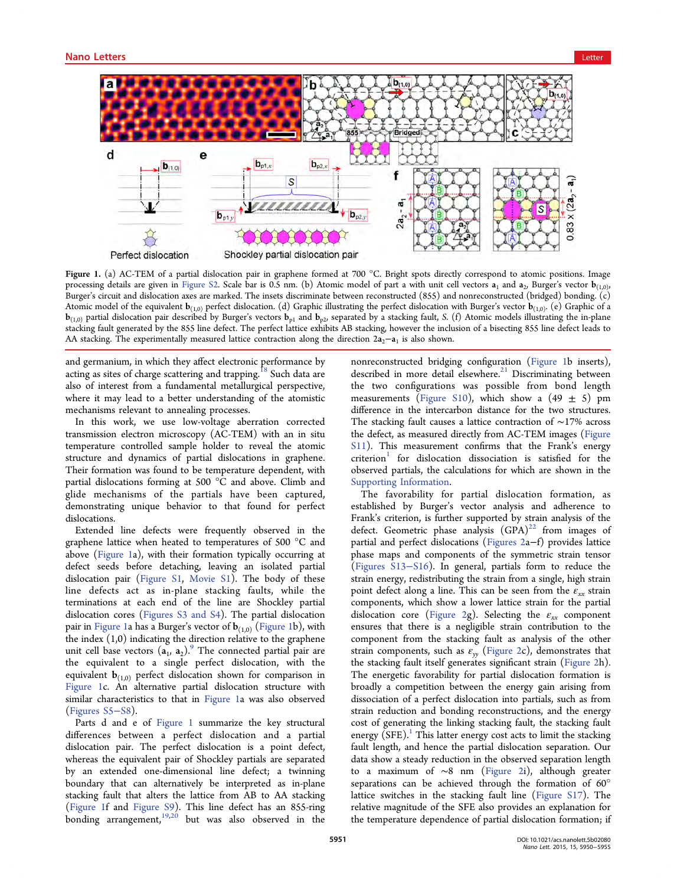Figure 1. (a) AC-TEM of a partial dislocation pair in graphene formed at 700 °C. Bright spots directly correspond to atomic positions. Image processing details are given in Figure S2. Scale bar is 0.5 nm. (b) Atomic model of part a with unit cell vectors $\mathbf{a}_1$ and $\mathbf{a}_2$, Burger's vector $\mathbf{b}_{(1,0)}$, Burger's circuit and dislocation axes are marked. The insets discriminate between reconstructed (855) and nonreconstructed (bridged) bonding. (c) Atomic model of the equivalent $\mathbf{b}_{(1,0)}$ perfect dislocation. (d) Graphic illustrating the perfect dislocation with Burger's vector $\mathbf{b}_{(1,0)}$. (e) Graphic of a $\mathbf{b}_{(1,0)}$ partial dislocation pair described by Burger's vectors $\mathbf{b}_{p1}$ and $\mathbf{b}_{p2}$, separated by a stacking fault, *S*. (f) Atomic models illustrating the in-plane stacking fault generated by the 855 line defect. The perfect lattice exhibits AB stacking, however the inclusion of a bisecting 855 line defect leads to AA stacking. The experimentally measured lattice contraction along the direction $2\mathbf{a}_2-\mathbf{a}_1$ is also shown.

and germanium, in which they affect electronic performance by acting as sites of charge scattering and trapping.[18] Such data are also of interest from a fundamental metallurgical perspective, where it may lead to a better understanding of the atomistic mechanisms relevant to annealing processes.

In this work, we use low-voltage aberration corrected transmission electron microscopy (AC-TEM) with an in situ temperature controlled sample holder to reveal the atomic structure and dynamics of partial dislocations in graphene. Their formation was found to be temperature dependent, with partial dislocations forming at 500 °C and above. Climb and glide mechanisms of the partials have been captured, demonstrating unique behavior to that found for perfect dislocations.

Extended line defects were frequently observed in the graphene lattice when heated to temperatures of 500 °C and above (Figure 1a), with their formation typically occurring at defect seeds before detaching, leaving an isolated partial dislocation pair (Figure S1, Movie S1). The body of these line defects act as in-plane stacking faults, while the terminations at each end of the line are Shockley partial dislocation cores (Figures S3 and S4). The partial dislocation pair in Figure 1a has a Burger's vector of $\mathbf{b}_{(1,0)}$ (Figure 1b), with the index (1,0) indicating the direction relative to the graphene unit cell base vectors ($\mathbf{a}_1$, $\mathbf{a}_2$).[9] The connected partial pair are the equivalent to a single perfect dislocation, with the equivalent $\mathbf{b}_{(1,0)}$ perfect dislocation shown for comparison in Figure 1c. An alternative partial dislocation structure with similar characteristics to that in Figure 1a was also observed (Figures S5−S8).

Parts d and e of Figure 1 summarize the key structural differences between a perfect dislocation and a partial dislocation pair. The perfect dislocation is a point defect, whereas the equivalent pair of Shockley partials are separated by an extended one-dimensional line defect; a twinning boundary that can alternatively be interpreted as in-plane stacking fault that alters the lattice from AB to AA stacking (Figure 1f and Figure S9). This line defect has an 855-ring bonding arrangement,[19,20] but was also observed in the nonreconstructed bridging configuration (Figure 1b inserts), described in more detail elsewhere.[21] Discriminating between the two configurations was possible from bond length measurements (Figure S10), which show a (49 ± 5) pm difference in the intercarbon distance for the two structures. The stacking fault causes a lattice contraction of ~17% across the defect, as measured directly from AC-TEM images (Figure S11). This measurement confirms that the Frank's energy criterion[1] for dislocation dissociation is satisfied for the observed partials, the calculations for which are shown in the Supporting Information.

The favorability for partial dislocation formation, as established by Burger's vector analysis and adherence to Frank's criterion, is further supported by strain analysis of the defect. Geometric phase analysis (GPA)[22] from images of partial and perfect dislocations (Figures 2a−f) provides lattice phase maps and components of the symmetric strain tensor (Figures S13−S16). In general, partials form to reduce the strain energy, redistributing the strain from a single, high strain point defect along a line. This can be seen from the $\varepsilon_{xx}$ strain components, which show a lower lattice strain for the partial dislocation core (Figure 2g). Selecting the $\varepsilon_{xx}$ component ensures that there is a negligible strain contribution to the component from the stacking fault as analysis of the other strain components, such as $\varepsilon_{yy}$ (Figure 2c), demonstrates that the stacking fault itself generates significant strain (Figure 2h). The energetic favorability for partial dislocation formation is broadly a competition between the energy gain arising from dissociation of a perfect dislocation into partials, such as from strain reduction and bonding reconstructions, and the energy cost of generating the linking stacking fault, the stacking fault energy (SFE).[1] This latter energy cost acts to limit the stacking fault length, and hence the partial dislocation separation. Our data show a steady reduction in the observed separation length to a maximum of ~8 nm (Figure 2i), although greater separations can be achieved through the formation of 60° lattice switches in the stacking fault line (Figure S17). The relative magnitude of the SFE also provides an explanation for the temperature dependence of partial dislocation formation; if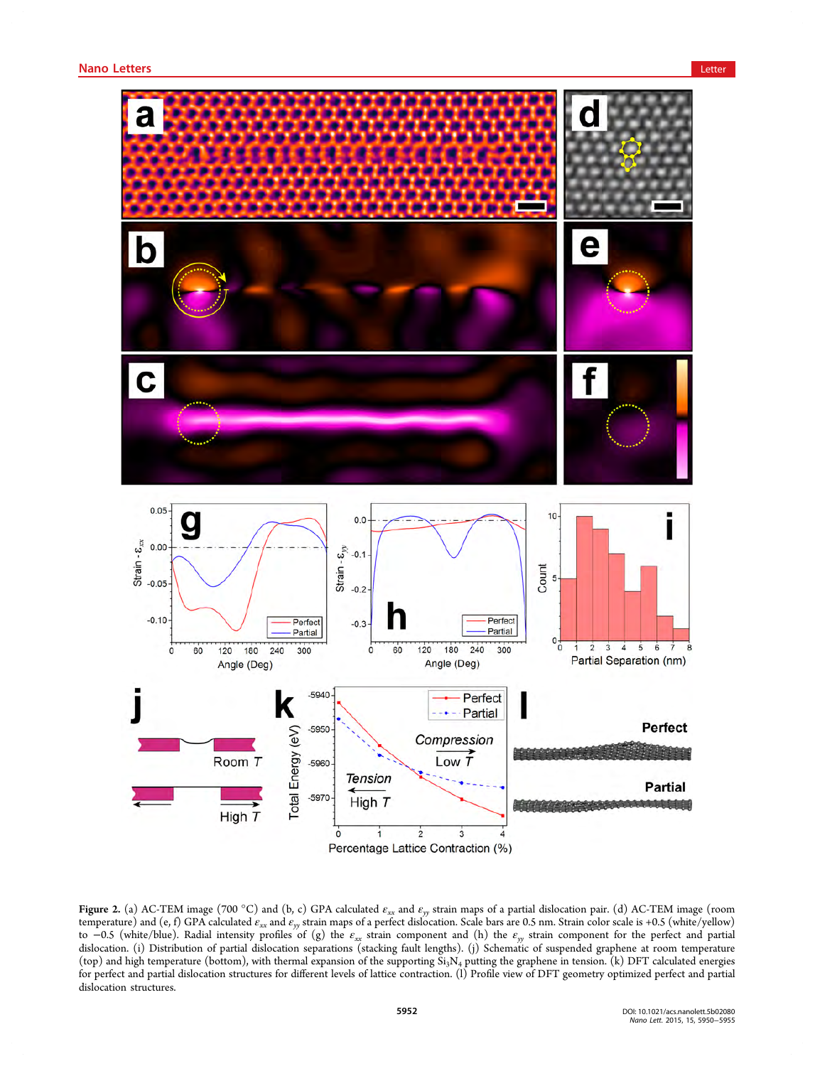Figure 2. (a) AC-TEM image (700 °C) and (b, c) GPA calculated $\varepsilon_{xx}$ and $\varepsilon_{yy}$ strain maps of a partial dislocation pair. (d) AC-TEM image (room temperature) and (e, f) GPA calculated $\varepsilon_{xx}$ and $\varepsilon_{yy}$ strain maps of a perfect dislocation. Scale bars are 0.5 nm. Strain color scale is +0.5 (white/yellow) to −0.5 (white/blue). Radial intensity profiles of (g) the $\varepsilon_{xx}$ strain component and (h) the $\varepsilon_{yy}$ strain component for the perfect and partial dislocation. (i) Distribution of partial dislocation separations (stacking fault lengths). (j) Schematic of suspended graphene at room temperature (top) and high temperature (bottom), with thermal expansion of the supporting $Si_3N_4$ putting the graphene in tension. (k) DFT calculated energies for perfect and partial dislocation structures for different levels of lattice contraction. (l) Profile view of DFT geometry optimized perfect and partial dislocation structures.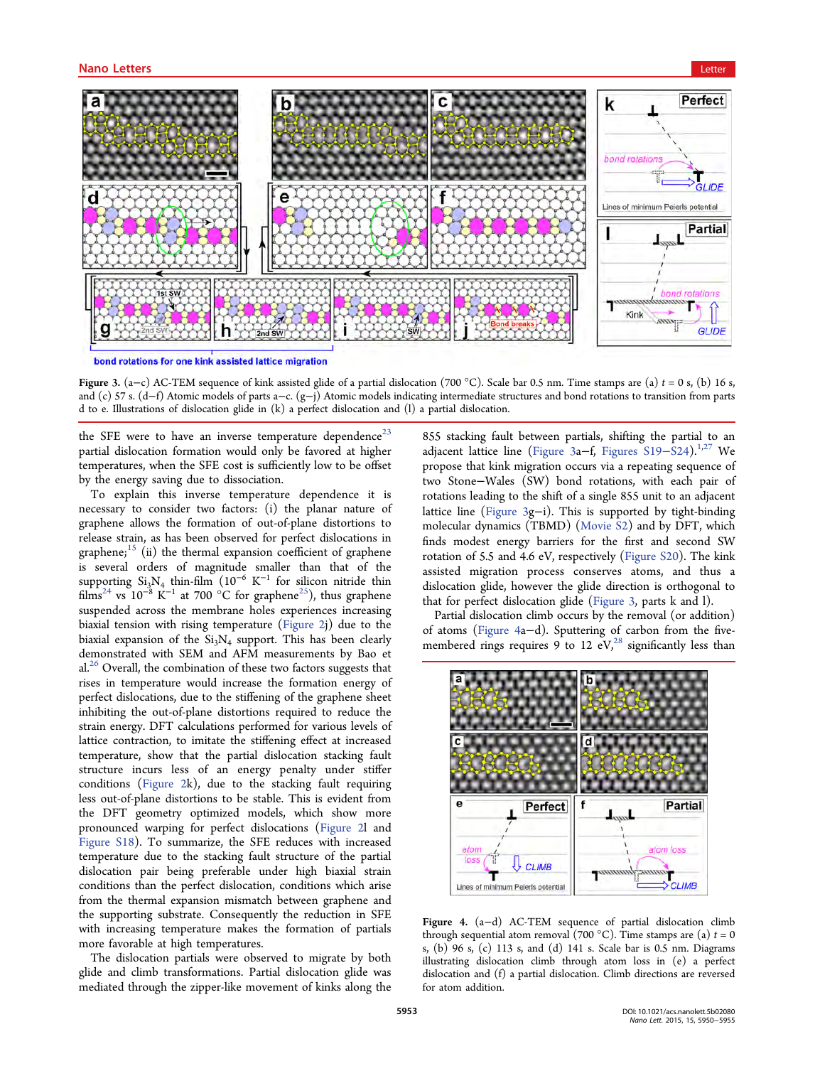Figure 3. (a−c) AC-TEM sequence of kink assisted glide of a partial dislocation (700 °C). Scale bar 0.5 nm. Time stamps are (a) $t = 0$ s, (b) 16 s, and (c) 57 s. (d−f) Atomic models of parts a−c. (g−j) Atomic models indicating intermediate structures and bond rotations to transition from parts d to e. Illustrations of dislocation glide in (k) a perfect dislocation and (l) a partial dislocation.

the SFE were to have an inverse temperature dependence[23] partial dislocation formation would only be favored at higher temperatures, when the SFE cost is sufficiently low to be offset by the energy saving due to dissociation.

To explain this inverse temperature dependence it is necessary to consider two factors: (i) the planar nature of graphene allows the formation of out-of-plane distortions to release strain, as has been observed for perfect dislocations in graphene;[15] (ii) the thermal expansion coefficient of graphene is several orders of magnitude smaller than that of the supporting $Si_3N_4$ thin-film ($10^{-6}$ $K^{-1}$ for silicon nitride thin films[24] vs $10^{-8}$ $K^{-1}$ at 700 °C for graphene[25]), thus graphene suspended across the membrane holes experiences increasing biaxial tension with rising temperature (Figure 2j) due to the biaxial expansion of the $Si_3N_4$ support. This has been clearly demonstrated with SEM and AFM measurements by Bao et al.[26] Overall, the combination of these two factors suggests that rises in temperature would increase the formation energy of perfect dislocations, due to the stiffening of the graphene sheet inhibiting the out-of-plane distortions required to reduce the strain energy. DFT calculations performed for various levels of lattice contraction, to imitate the stiffening effect at increased temperature, show that the partial dislocation stacking fault structure incurs less of an energy penalty under stiffer conditions (Figure 2k), due to the stacking fault requiring less out-of-plane distortions to be stable. This is evident from the DFT geometry optimized models, which show more pronounced warping for perfect dislocations (Figure 2l and Figure S18). To summarize, the SFE reduces with increased temperature due to the stacking fault structure of the partial dislocation pair being preferable under high biaxial strain conditions than the perfect dislocation, conditions which arise from the thermal expansion mismatch between graphene and the supporting substrate. Consequently the reduction in SFE with increasing temperature makes the formation of partials more favorable at high temperatures.

The dislocation partials were observed to migrate by both glide and climb transformations. Partial dislocation glide was mediated through the zipper-like movement of kinks along the 855 stacking fault between partials, shifting the partial to an adjacent lattice line (Figure 3a−f, Figures S19−S24).[1,27] We propose that kink migration occurs via a repeating sequence of two Stone−Wales (SW) bond rotations, with each pair of rotations leading to the shift of a single 855 unit to an adjacent lattice line (Figure 3g−i). This is supported by tight-binding molecular dynamics (TBMD) (Movie S2) and by DFT, which finds modest energy barriers for the first and second SW rotation of 5.5 and 4.6 eV, respectively (Figure S20). The kink assisted migration process conserves atoms, and thus a dislocation glide, however the glide direction is orthogonal to that for perfect dislocation glide (Figure 3, parts k and l).

Partial dislocation climb occurs by the removal (or addition) of atoms (Figure 4a−d). Sputtering of carbon from the five-membered rings requires 9 to 12 eV,[28] significantly less than

Figure 4. (a−d) AC-TEM sequence of partial dislocation climb through sequential atom removal (700 °C). Time stamps are (a) $t = 0$ s, (b) 96 s, (c) 113 s, and (d) 141 s. Scale bar is 0.5 nm. Diagrams illustrating dislocation climb through atom loss in (e) a perfect dislocation and (f) a partial dislocation. Climb directions are reversed for atom addition.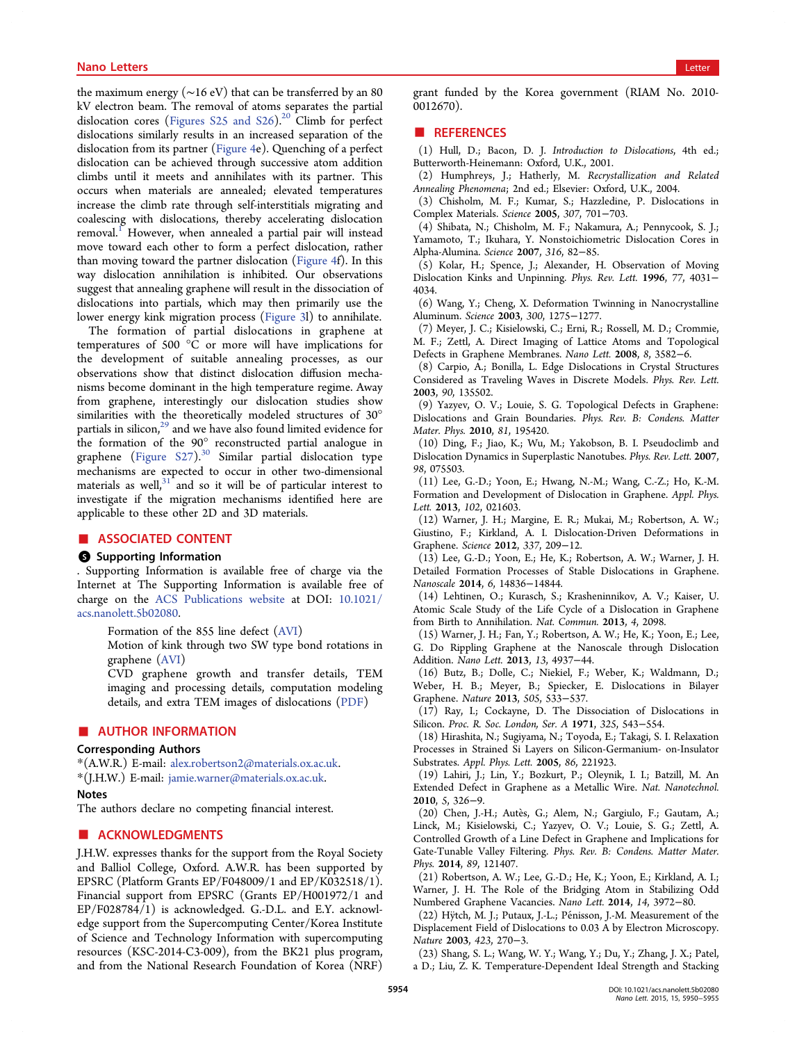the maximum energy (~16 eV) that can be transferred by an 80 kV electron beam. The removal of atoms separates the partial dislocation cores (Figures S25 and S26).[20] Climb for perfect dislocations similarly results in an increased separation of the dislocation from its partner (Figure 4e). Quenching of a perfect dislocation can be achieved through successive atom addition climbs until it meets and annihilates with its partner. This occurs when materials are annealed; elevated temperatures increase the climb rate through self-interstitials migrating and coalescing with dislocations, thereby accelerating dislocation removal.[1] However, when annealed a partial pair will instead move toward each other to form a perfect dislocation, rather than moving toward the partner dislocation (Figure 4f). In this way dislocation annihilation is inhibited. Our observations suggest that annealing graphene will result in the dissociation of dislocations into partials, which may then primarily use the lower energy kink migration process (Figure 3l) to annihilate.

The formation of partial dislocations in graphene at temperatures of 500 °C or more will have implications for the development of suitable annealing processes, as our observations show that distinct dislocation diffusion mechanisms become dominant in the high temperature regime. Away from graphene, interestingly our dislocation studies show similarities with the theoretically modeled structures of 30° partials in silicon,[29] and we have also found limited evidence for the formation of the 90° reconstructed partial analogue in graphene (Figure S27).[30] Similar partial dislocation type mechanisms are expected to occur in other two-dimensional materials as well,[31] and so it will be of particular interest to investigate if the migration mechanisms identified here are applicable to these other 2D and 3D materials.

## ASSOCIATED CONTENT

### Supporting Information

. Supporting Information is available free of charge via the Internet at The Supporting Information is available free of charge on the ACS Publications website at DOI: 10.1021/acs.nanolett.5b02080.

- Formation of the 855 line defect (AVI)
- Motion of kink through two SW type bond rotations in graphene (AVI)
- CVD graphene growth and transfer details, TEM imaging and processing details, computation modeling details, and extra TEM images of dislocations (PDF)

## AUTHOR INFORMATION

### Corresponding Authors

*(A.W.R.) E-mail: alex.robertson2@materials.ox.ac.uk.

*(J.H.W.) E-mail: jamie.warner@materials.ox.ac.uk.

### Notes

The authors declare no competing financial interest.

## ACKNOWLEDGMENTS

J.H.W. expresses thanks for the support from the Royal Society and Balliol College, Oxford. A.W.R. has been supported by EPSRC (Platform Grants EP/F048009/1 and EP/K032518/1). Financial support from EPSRC (Grants EP/H001972/1 and EP/F028784/1) is acknowledged. G.-D.L. and E.Y. acknowledge support from the Supercomputing Center/Korea Institute of Science and Technology Information with supercomputing resources (KSC-2014-C3-009), from the BK21 plus program, and from the National Research Foundation of Korea (NRF) grant funded by the Korea government (RIAM No. 2010-0012670).

## REFERENCES

(1) Hull, D.; Bacon, D. J. *Introduction to Dislocations*, 4th ed.; Butterworth-Heinemann: Oxford, U.K., 2001.

(2) Humphreys, J.; Hatherly, M. *Recrystallization and Related Annealing Phenomena*; 2nd ed.; Elsevier: Oxford, U.K., 2004.

(3) Chisholm, M. F.; Kumar, S.; Hazzledine, P. Dislocations in Complex Materials. *Science* **2005**, *307*, 701−703.

(4) Shibata, N.; Chisholm, M. F.; Nakamura, A.; Pennycook, S. J.; Yamamoto, T.; Ikuhara, Y. Nonstoichiometric Dislocation Cores in Alpha-Alumina. *Science* **2007**, *316*, 82−85.

(5) Kolar, H.; Spence, J.; Alexander, H. Observation of Moving Dislocation Kinks and Unpinning. *Phys. Rev. Lett.* **1996**, *77*, 4031−4034.

(6) Wang, Y.; Cheng, X. Deformation Twinning in Nanocrystalline Aluminum. *Science* **2003**, *300*, 1275−1277.

(7) Meyer, J. C.; Kisielowski, C.; Erni, R.; Rossell, M. D.; Crommie, M. F.; Zettl, A. Direct Imaging of Lattice Atoms and Topological Defects in Graphene Membranes. *Nano Lett.* **2008**, *8*, 3582−6.

(8) Carpio, A.; Bonilla, L. Edge Dislocations in Crystal Structures Considered as Traveling Waves in Discrete Models. *Phys. Rev. Lett.* **2003**, *90*, 135502.

(9) Yazyev, O. V.; Louie, S. G. Topological Defects in Graphene: Dislocations and Grain Boundaries. *Phys. Rev. B: Condens. Matter Mater. Phys.* **2010**, *81*, 195420.

(10) Ding, F.; Jiao, K.; Wu, M.; Yakobson, B. I. Pseudoclimb and Dislocation Dynamics in Superplastic Nanotubes. *Phys. Rev. Lett.* **2007**, *98*, 075503.

(11) Lee, G.-D.; Yoon, E.; Hwang, N.-M.; Wang, C.-Z.; Ho, K.-M. Formation and Development of Dislocation in Graphene. *Appl. Phys. Lett.* **2013**, *102*, 021603.

(12) Warner, J. H.; Margine, E. R.; Mukai, M.; Robertson, A. W.; Giustino, F.; Kirkland, A. I. Dislocation-Driven Deformations in Graphene. *Science* **2012**, *337*, 209−12.

(13) Lee, G.-D.; Yoon, E.; He, K.; Robertson, A. W.; Warner, J. H. Detailed Formation Processes of Stable Dislocations in Graphene. *Nanoscale* **2014**, *6*, 14836−14844.

(14) Lehtinen, O.; Kurasch, S.; Krasheninnikov, A. V.; Kaiser, U. Atomic Scale Study of the Life Cycle of a Dislocation in Graphene from Birth to Annihilation. *Nat. Commun.* **2013**, *4*, 2098.

(15) Warner, J. H.; Fan, Y.; Robertson, A. W.; He, K.; Yoon, E.; Lee, G. Do Rippling Graphene at the Nanoscale through Dislocation Addition. *Nano Lett.* **2013**, *13*, 4937−44.

(16) Butz, B.; Dolle, C.; Niekiel, F.; Weber, K.; Waldmann, D.; Weber, H. B.; Meyer, B.; Spiecker, E. Dislocations in Bilayer Graphene. *Nature* **2013**, *505*, 533−537.

(17) Ray, I.; Cockayne, D. The Dissociation of Dislocations in Silicon. *Proc. R. Soc. London, Ser. A* **1971**, *325*, 543−554.

(18) Hirashita, N.; Sugiyama, N.; Toyoda, E.; Takagi, S. I. Relaxation Processes in Strained Si Layers on Silicon-Germanium- on-Insulator Substrates. *Appl. Phys. Lett.* **2005**, *86*, 221923.

(19) Lahiri, J.; Lin, Y.; Bozkurt, P.; Oleynik, I. I.; Batzill, M. An Extended Defect in Graphene as a Metallic Wire. *Nat. Nanotechnol.* **2010**, *5*, 326−9.

(20) Chen, J.-H.; Autès, G.; Alem, N.; Gargiulo, F.; Gautam, A.; Linck, M.; Kisielowski, C.; Yazyev, O. V.; Louie, S. G.; Zettl, A. Controlled Growth of a Line Defect in Graphene and Implications for Gate-Tunable Valley Filtering. *Phys. Rev. B: Condens. Matter Mater. Phys.* **2014**, *89*, 121407.

(21) Robertson, A. W.; Lee, G.-D.; He, K.; Yoon, E.; Kirkland, A. I.; Warner, J. H. The Role of the Bridging Atom in Stabilizing Odd Numbered Graphene Vacancies. *Nano Lett.* **2014**, *14*, 3972−80.

(22) Hÿtch, M. J.; Putaux, J.-L.; Pénisson, J.-M. Measurement of the Displacement Field of Dislocations to 0.03 Å by Electron Microscopy. *Nature* **2003**, *423*, 270−3.

(23) Shang, S. L.; Wang, W. Y.; Wang, Y.; Du, Y.; Zhang, J. X.; Patel, a D.; Liu, Z. K. Temperature-Dependent Ideal Strength and Stacking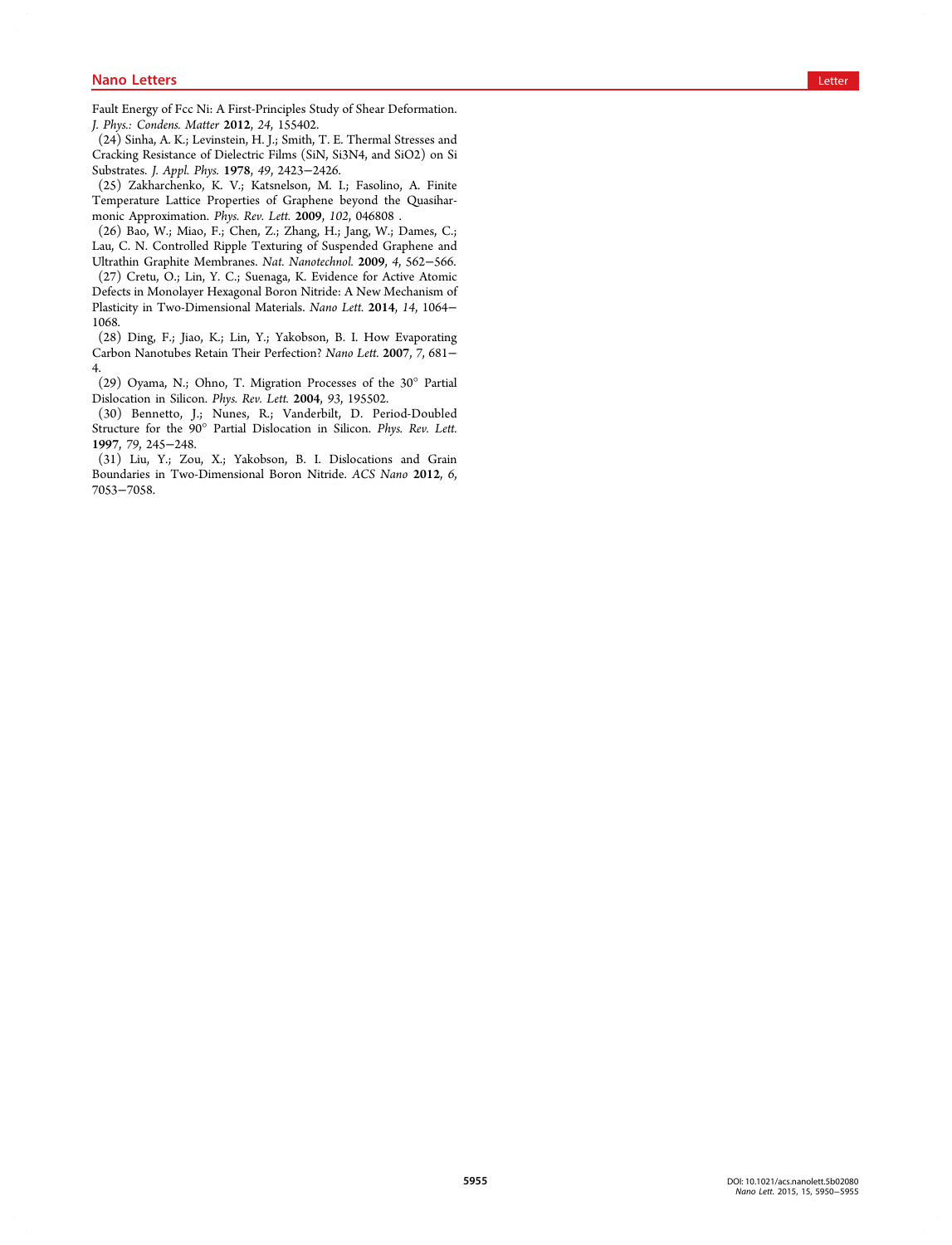Fault Energy of Fcc Ni: A First-Principles Study of Shear Deformation. *J. Phys.: Condens. Matter* **2012**, *24*, 155402.

(24) Sinha, A. K.; Levinstein, H. J.; Smith, T. E. Thermal Stresses and Cracking Resistance of Dielectric Films (SiN, Si3N4, and SiO2) on Si Substrates. *J. Appl. Phys.* **1978**, *49*, 2423−2426.

(25) Zakharchenko, K. V.; Katsnelson, M. I.; Fasolino, A. Finite Temperature Lattice Properties of Graphene beyond the Quasiharmonic Approximation. *Phys. Rev. Lett.* **2009**, *102*, 046808 .

(26) Bao, W.; Miao, F.; Chen, Z.; Zhang, H.; Jang, W.; Dames, C.; Lau, C. N. Controlled Ripple Texturing of Suspended Graphene and Ultrathin Graphite Membranes. *Nat. Nanotechnol.* **2009**, *4*, 562−566.

(27) Cretu, O.; Lin, Y. C.; Suenaga, K. Evidence for Active Atomic Defects in Monolayer Hexagonal Boron Nitride: A New Mechanism of Plasticity in Two-Dimensional Materials. *Nano Lett.* **2014**, *14*, 1064−1068.

(28) Ding, F.; Jiao, K.; Lin, Y.; Yakobson, B. I. How Evaporating Carbon Nanotubes Retain Their Perfection? *Nano Lett.* **2007**, *7*, 681−4.

(29) Oyama, N.; Ohno, T. Migration Processes of the 30° Partial Dislocation in Silicon. *Phys. Rev. Lett.* **2004**, *93*, 195502.

(30) Bennetto, J.; Nunes, R.; Vanderbilt, D. Period-Doubled Structure for the 90° Partial Dislocation in Silicon. *Phys. Rev. Lett.* **1997**, *79*, 245−248.

(31) Liu, Y.; Zou, X.; Yakobson, B. I. Dislocations and Grain Boundaries in Two-Dimensional Boron Nitride. *ACS Nano* **2012**, *6*, 7053−7058.